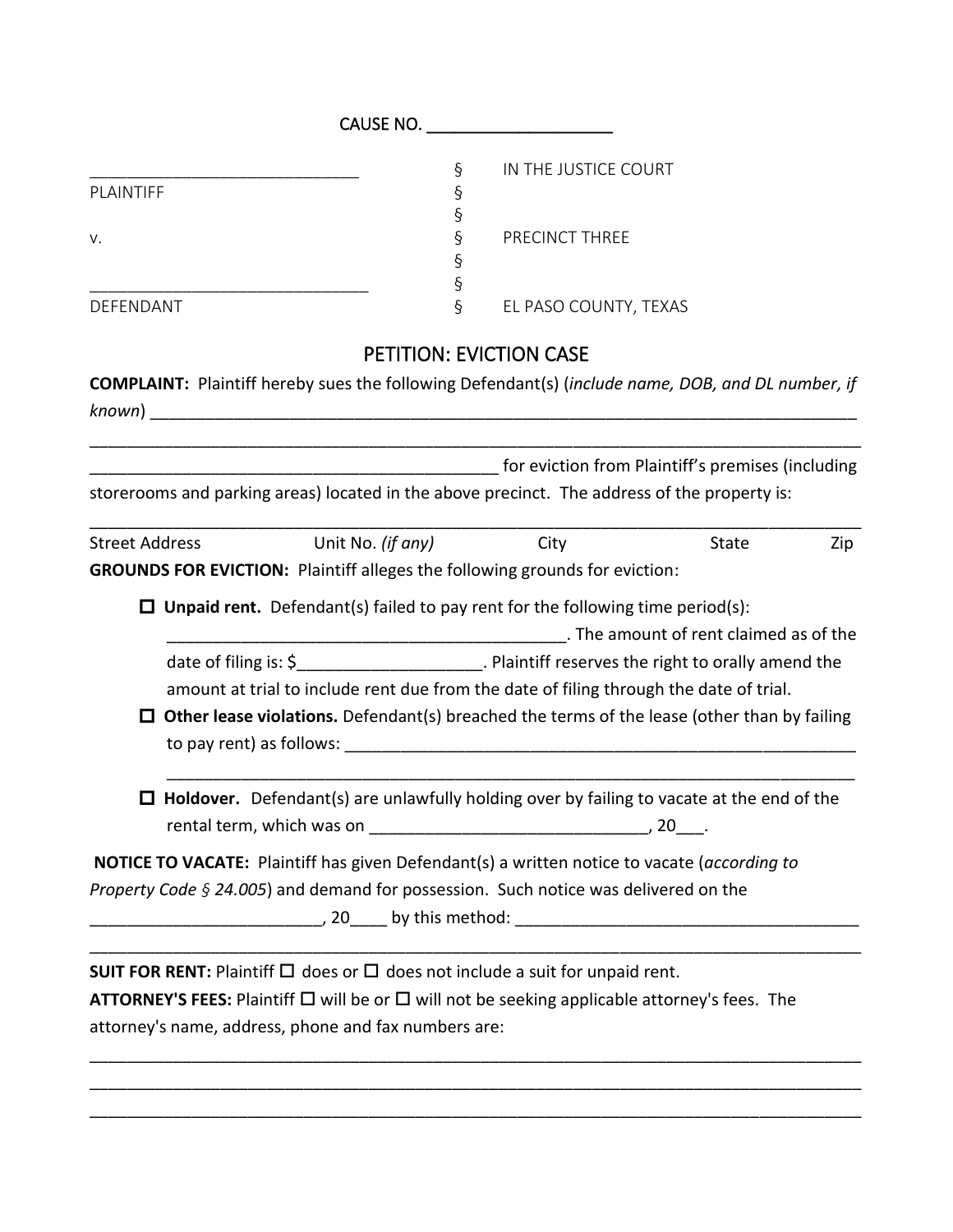CAUSE NO. ____________________

| | | |
|---|---|---|
| ______________________________ | § | IN THE JUSTICE COURT |
| PLAINTIFF | § | |
| | § | |
| v. | § | PRECINCT THREE |
| | § | |
| ______________________________ | § | |
| DEFENDANT | § | EL PASO COUNTY, TEXAS |

## PETITION: EVICTION CASE

**COMPLAINT:** Plaintiff hereby sues the following Defendant(s) (*include name, DOB, and DL number, if known*) ______________________________________________________________________________

______________________________________________________________________________

_____________________________________________ for eviction from Plaintiff's premises (including storerooms and parking areas) located in the above precinct. The address of the property is:

______________________________________________________________________________

Street Address Unit No. *(if any)* City State Zip

**GROUNDS FOR EVICTION:** Plaintiff alleges the following grounds for eviction:

- ☐ **Unpaid rent.** Defendant(s) failed to pay rent for the following time period(s): ____________________________________________. The amount of rent claimed as of the date of filing is: $____________________. Plaintiff reserves the right to orally amend the amount at trial to include rent due from the date of filing through the date of trial.
- ☐ **Other lease violations.** Defendant(s) breached the terms of the lease (other than by failing to pay rent) as follows: ___________________________________________________________
  ___________________________________________________________________________
- ☐ **Holdover.** Defendant(s) are unlawfully holding over by failing to vacate at the end of the rental term, which was on ______________________________, 20___.

**NOTICE TO VACATE:** Plaintiff has given Defendant(s) a written notice to vacate (*according to Property Code § 24.005*) and demand for possession. Such notice was delivered on the _________________________, 20____ by this method: ______________________________________

______________________________________________________________________________

**SUIT FOR RENT:** Plaintiff ☐ does or ☐ does not include a suit for unpaid rent.

**ATTORNEY'S FEES:** Plaintiff ☐ will be or ☐ will not be seeking applicable attorney's fees. The attorney's name, address, phone and fax numbers are:

______________________________________________________________________________

______________________________________________________________________________

______________________________________________________________________________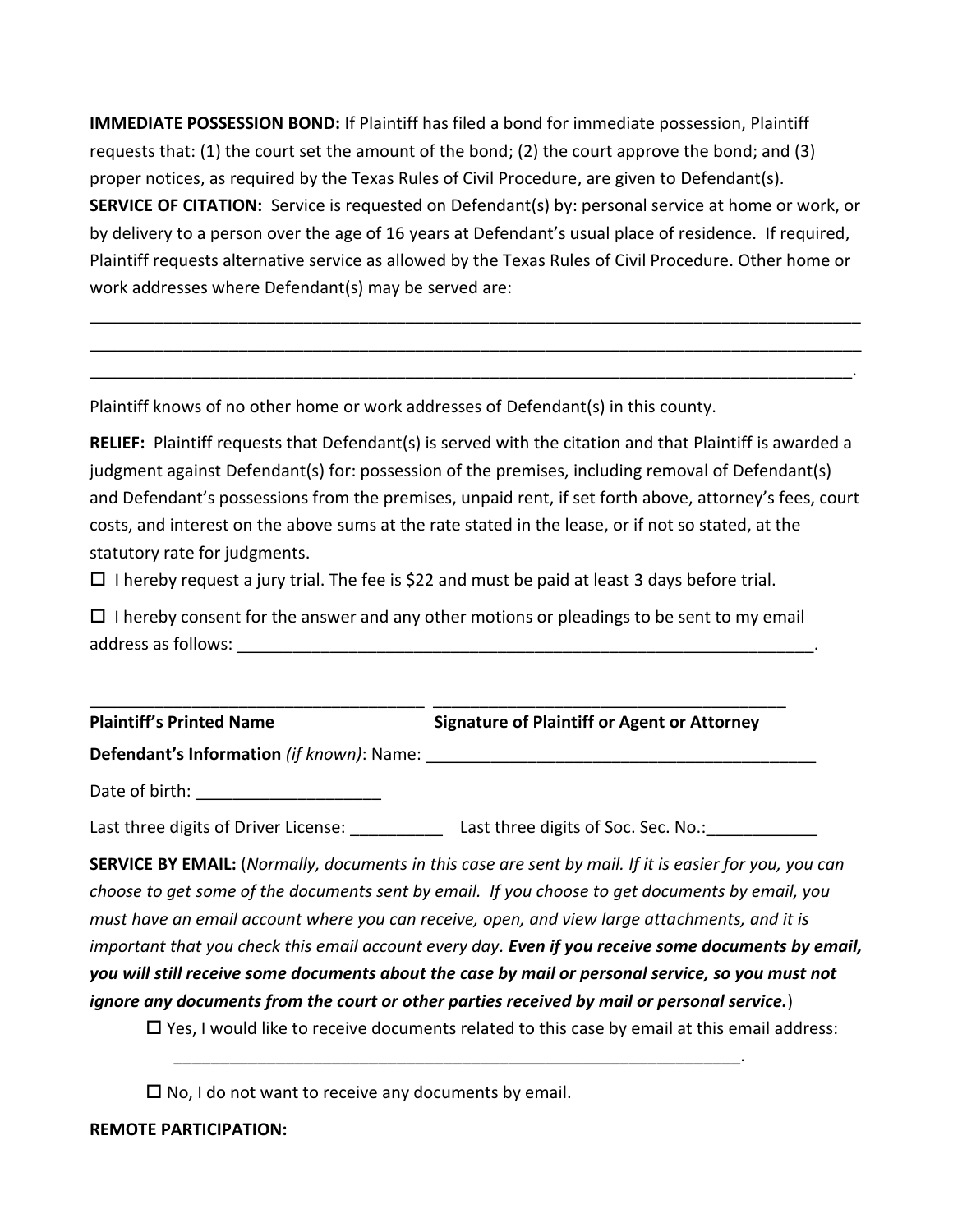**IMMEDIATE POSSESSION BOND:** If Plaintiff has filed a bond for immediate possession, Plaintiff requests that: (1) the court set the amount of the bond; (2) the court approve the bond; and (3) proper notices, as required by the Texas Rules of Civil Procedure, are given to Defendant(s).

**SERVICE OF CITATION:** Service is requested on Defendant(s) by: personal service at home or work, or by delivery to a person over the age of 16 years at Defendant's usual place of residence. If required, Plaintiff requests alternative service as allowed by the Texas Rules of Civil Procedure. Other home or work addresses where Defendant(s) may be served are:

_____________________________________________________________________________________
_____________________________________________________________________________________
____________________________________________________________________________________.

Plaintiff knows of no other home or work addresses of Defendant(s) in this county.

**RELIEF:** Plaintiff requests that Defendant(s) is served with the citation and that Plaintiff is awarded a judgment against Defendant(s) for: possession of the premises, including removal of Defendant(s) and Defendant's possessions from the premises, unpaid rent, if set forth above, attorney's fees, court costs, and interest on the above sums at the rate stated in the lease, or if not so stated, at the statutory rate for judgments.

☐ I hereby request a jury trial. The fee is $22 and must be paid at least 3 days before trial.

☐ I hereby consent for the answer and any other motions or pleadings to be sent to my email address as follows: _________________________________________________________________.

_____________________________________ _______________________________________

**Plaintiff's Printed Name** **Signature of Plaintiff or Agent or Attorney**

**Defendant's Information** *(if known)*: Name: ____________________________________________

Date of birth: ____________________

Last three digits of Driver License: __________ Last three digits of Soc. Sec. No.:____________

**SERVICE BY EMAIL:** (*Normally, documents in this case are sent by mail. If it is easier for you, you can choose to get some of the documents sent by email. If you choose to get documents by email, you must have an email account where you can receive, open, and view large attachments, and it is important that you check this email account every day.* ***Even if you receive some documents by email, you will still receive some documents about the case by mail or personal service, so you must not ignore any documents from the court or other parties received by mail or personal service.***)

☐ Yes, I would like to receive documents related to this case by email at this email address: _______________________________________________________________.

☐ No, I do not want to receive any documents by email.

**REMOTE PARTICIPATION:**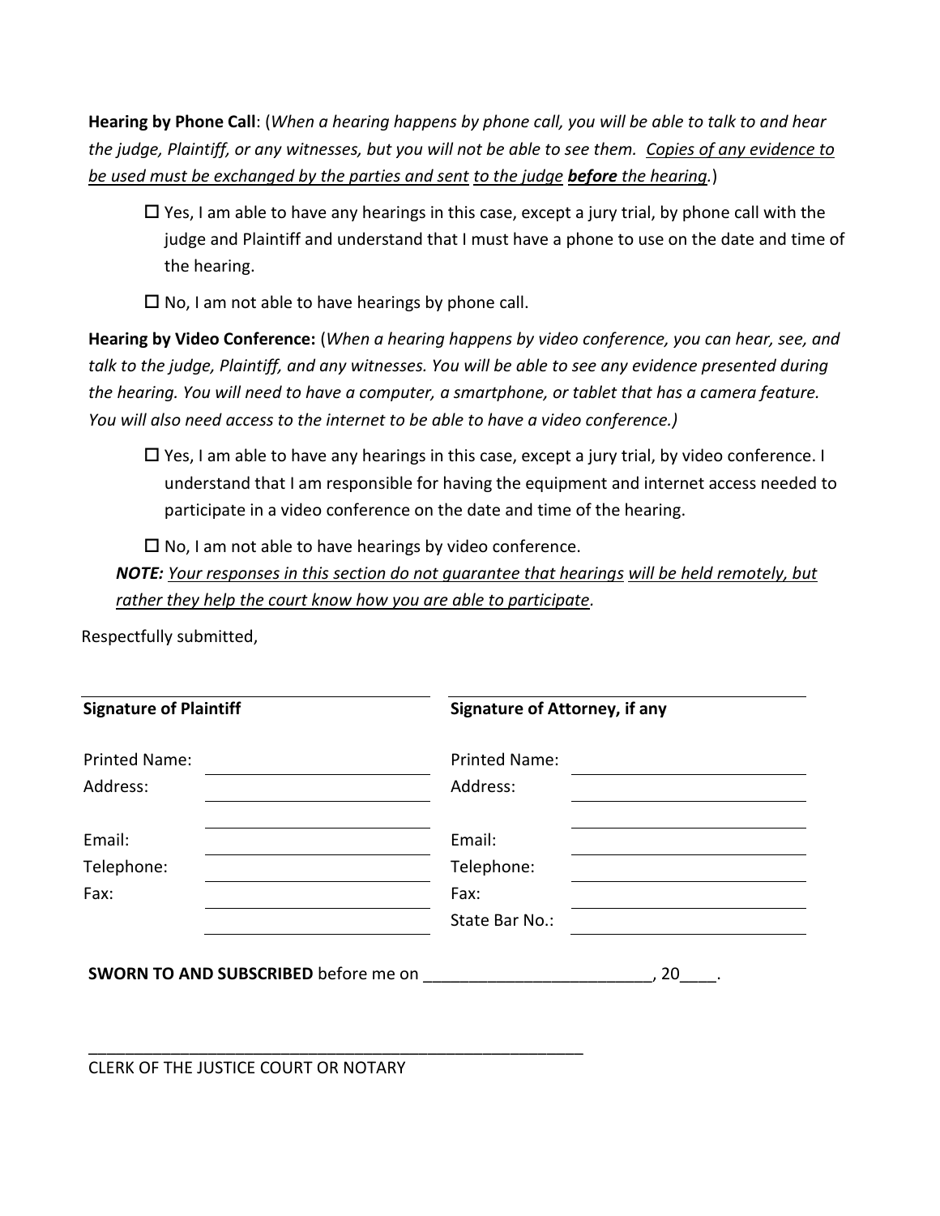**Hearing by Phone Call**: (*When a hearing happens by phone call, you will be able to talk to and hear the judge, Plaintiff, or any witnesses, but you will not be able to see them. <u>Copies of any evidence to be used must be exchanged by the parties and sent to the judge **before** the hearing.</u>*)

- ☐ Yes, I am able to have any hearings in this case, except a jury trial, by phone call with the judge and Plaintiff and understand that I must have a phone to use on the date and time of the hearing.
- ☐ No, I am not able to have hearings by phone call.

**Hearing by Video Conference:** (*When a hearing happens by video conference, you can hear, see, and talk to the judge, Plaintiff, and any witnesses. You will be able to see any evidence presented during the hearing. You will need to have a computer, a smartphone, or tablet that has a camera feature. You will also need access to the internet to be able to have a video conference.)*

- ☐ Yes, I am able to have any hearings in this case, except a jury trial, by video conference. I understand that I am responsible for having the equipment and internet access needed to participate in a video conference on the date and time of the hearing.
- ☐ No, I am not able to have hearings by video conference.

***NOTE:*** *<u>Your responses in this section do not guarantee that hearings will be held remotely, but rather they help the court know how you are able to participate</u>.*

Respectfully submitted,

| | |
|---|---|
| **Signature of Plaintiff** | **Signature of Attorney, if any** |
| Printed Name: ______________ | Printed Name: ______________ |
| Address: ______________ | Address: ______________ |
| ______________ | ______________ |
| Email: ______________ | Email: ______________ |
| Telephone: ______________ | Telephone: ______________ |
| Fax: ______________ | Fax: ______________ |
| ______________ | State Bar No.: ______________ |

**SWORN TO AND SUBSCRIBED** before me on _________________________, 20____.

_______________________________________________________

CLERK OF THE JUSTICE COURT OR NOTARY